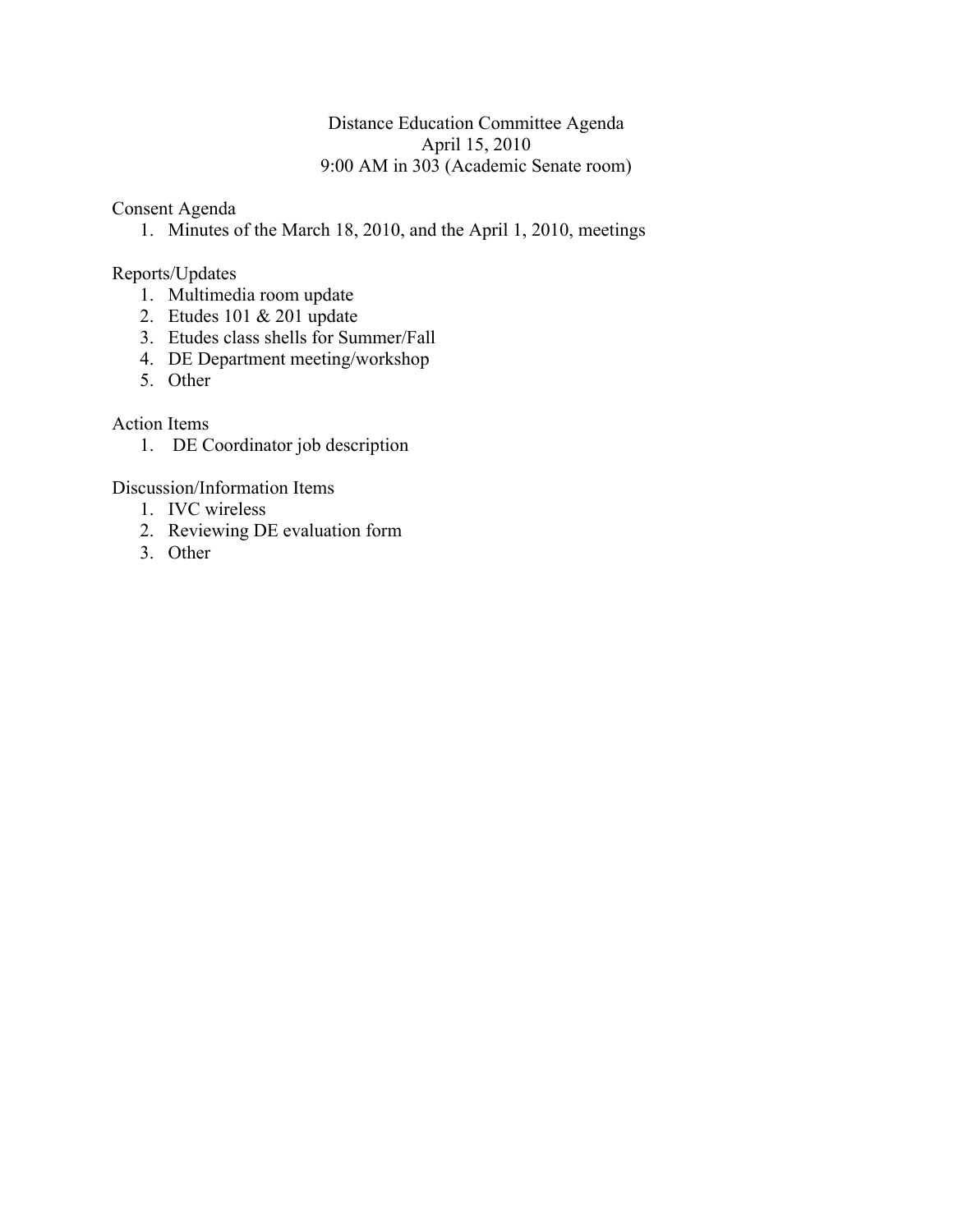# Distance Education Committee Agenda

April 15, 2010

9:00 AM in 303 (Academic Senate room)

Consent Agenda

1. Minutes of the March 18, 2010, and the April 1, 2010, meetings

Reports/Updates

1. Multimedia room update
2. Etudes 101 & 201 update
3. Etudes class shells for Summer/Fall
4. DE Department meeting/workshop
5. Other

Action Items

1. DE Coordinator job description

Discussion/Information Items

1. IVC wireless
2. Reviewing DE evaluation form
3. Other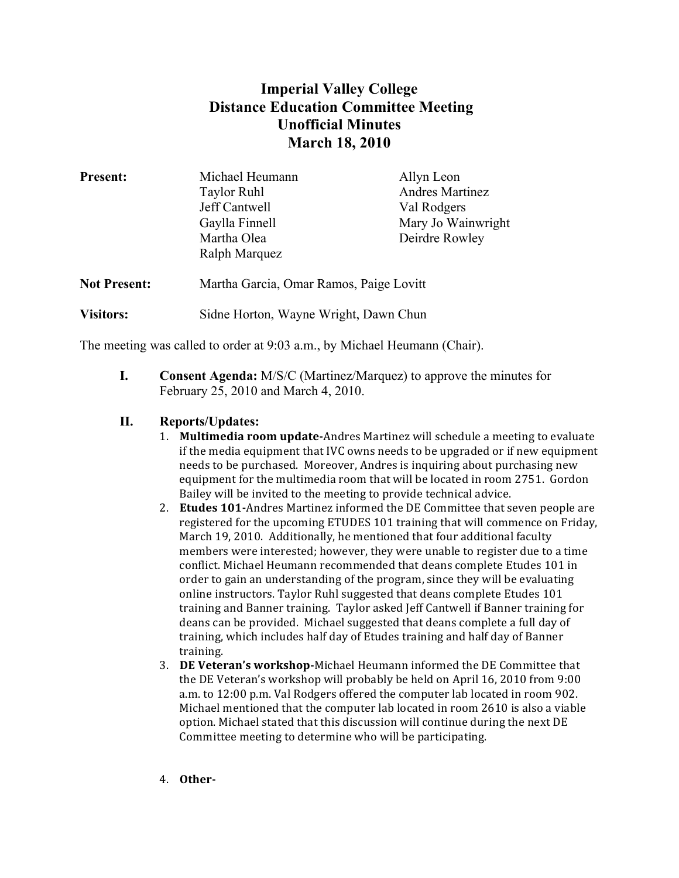# Imperial Valley College
## Distance Education Committee Meeting
### Unofficial Minutes
### March 18, 2010

| | | |
|---|---|---|
| **Present:** | Michael Heumann | Allyn Leon |
| | Taylor Ruhl | Andres Martinez |
| | Jeff Cantwell | Val Rodgers |
| | Gaylla Finnell | Mary Jo Wainwright |
| | Martha Olea | Deirdre Rowley |
| | Ralph Marquez | |

**Not Present:** Martha Garcia, Omar Ramos, Paige Lovitt

**Visitors:** Sidne Horton, Wayne Wright, Dawn Chun

The meeting was called to order at 9:03 a.m., by Michael Heumann (Chair).

**I. Consent Agenda:** M/S/C (Martinez/Marquez) to approve the minutes for February 25, 2010 and March 4, 2010.

**II. Reports/Updates:**

1. **Multimedia room update-**Andres Martinez will schedule a meeting to evaluate if the media equipment that IVC owns needs to be upgraded or if new equipment needs to be purchased. Moreover, Andres is inquiring about purchasing new equipment for the multimedia room that will be located in room 2751. Gordon Bailey will be invited to the meeting to provide technical advice.
2. **Etudes 101-**Andres Martinez informed the DE Committee that seven people are registered for the upcoming ETUDES 101 training that will commence on Friday, March 19, 2010. Additionally, he mentioned that four additional faculty members were interested; however, they were unable to register due to a time conflict. Michael Heumann recommended that deans complete Etudes 101 in order to gain an understanding of the program, since they will be evaluating online instructors. Taylor Ruhl suggested that deans complete Etudes 101 training and Banner training. Taylor asked Jeff Cantwell if Banner training for deans can be provided. Michael suggested that deans complete a full day of training, which includes half day of Etudes training and half day of Banner training.
3. **DE Veteran's workshop-**Michael Heumann informed the DE Committee that the DE Veteran's workshop will probably be held on April 16, 2010 from 9:00 a.m. to 12:00 p.m. Val Rodgers offered the computer lab located in room 902. Michael mentioned that the computer lab located in room 2610 is also a viable option. Michael stated that this discussion will continue during the next DE Committee meeting to determine who will be participating.
4. **Other-**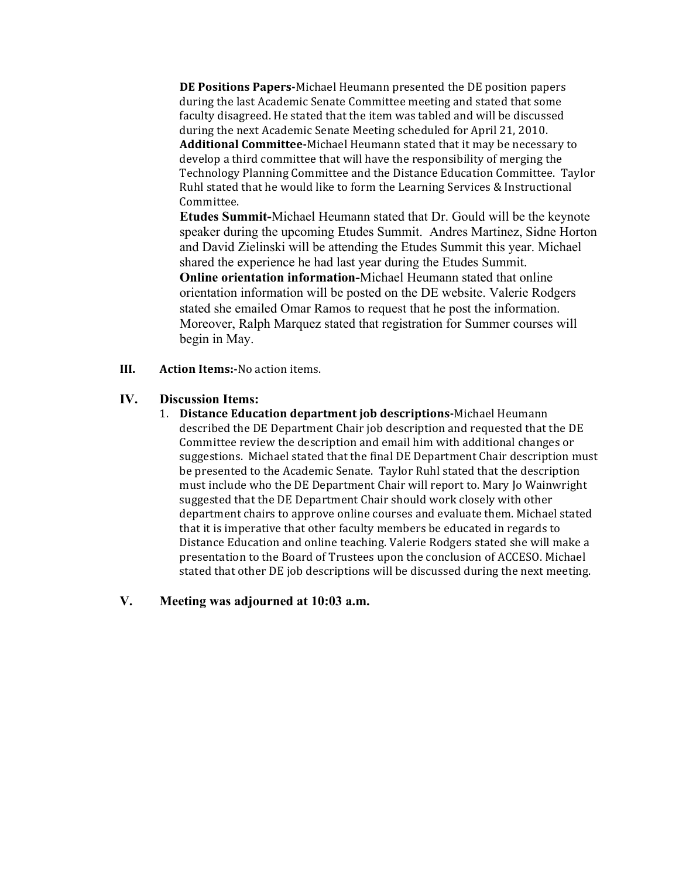**DE Positions Papers-**Michael Heumann presented the DE position papers during the last Academic Senate Committee meeting and stated that some faculty disagreed. He stated that the item was tabled and will be discussed during the next Academic Senate Meeting scheduled for April 21, 2010.

**Additional Committee-**Michael Heumann stated that it may be necessary to develop a third committee that will have the responsibility of merging the Technology Planning Committee and the Distance Education Committee. Taylor Ruhl stated that he would like to form the Learning Services & Instructional Committee.

**Etudes Summit-**Michael Heumann stated that Dr. Gould will be the keynote speaker during the upcoming Etudes Summit. Andres Martinez, Sidne Horton and David Zielinski will be attending the Etudes Summit this year. Michael shared the experience he had last year during the Etudes Summit.

**Online orientation information-**Michael Heumann stated that online orientation information will be posted on the DE website. Valerie Rodgers stated she emailed Omar Ramos to request that he post the information. Moreover, Ralph Marquez stated that registration for Summer courses will begin in May.

**III. Action Items:-**No action items.

**IV. Discussion Items:**

1. **Distance Education department job descriptions-**Michael Heumann described the DE Department Chair job description and requested that the DE Committee review the description and email him with additional changes or suggestions. Michael stated that the final DE Department Chair description must be presented to the Academic Senate. Taylor Ruhl stated that the description must include who the DE Department Chair will report to. Mary Jo Wainwright suggested that the DE Department Chair should work closely with other department chairs to approve online courses and evaluate them. Michael stated that it is imperative that other faculty members be educated in regards to Distance Education and online teaching. Valerie Rodgers stated she will make a presentation to the Board of Trustees upon the conclusion of ACCESO. Michael stated that other DE job descriptions will be discussed during the next meeting.

**V. Meeting was adjourned at 10:03 a.m.**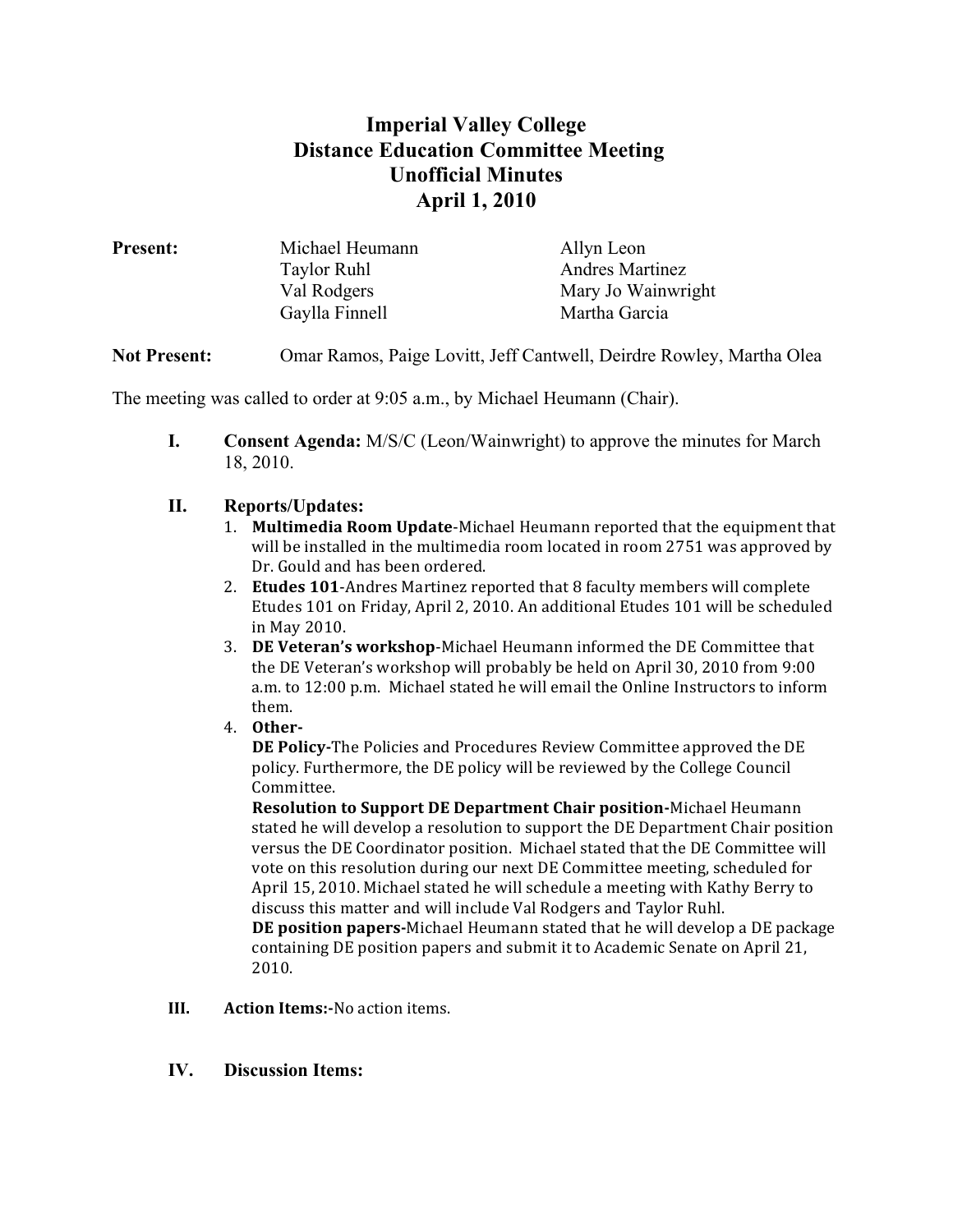# Imperial Valley College
# Distance Education Committee Meeting
# Unofficial Minutes
# April 1, 2010

| **Present:** | Michael Heumann | Allyn Leon |
|---|---|---|
| | Taylor Ruhl | Andres Martinez |
| | Val Rodgers | Mary Jo Wainwright |
| | Gaylla Finnell | Martha Garcia |

**Not Present:** Omar Ramos, Paige Lovitt, Jeff Cantwell, Deirdre Rowley, Martha Olea

The meeting was called to order at 9:05 a.m., by Michael Heumann (Chair).

**I. Consent Agenda:** M/S/C (Leon/Wainwright) to approve the minutes for March 18, 2010.

**II. Reports/Updates:**

1. **Multimedia Room Update**-Michael Heumann reported that the equipment that will be installed in the multimedia room located in room 2751 was approved by Dr. Gould and has been ordered.
2. **Etudes 101**-Andres Martinez reported that 8 faculty members will complete Etudes 101 on Friday, April 2, 2010. An additional Etudes 101 will be scheduled in May 2010.
3. **DE Veteran's workshop**-Michael Heumann informed the DE Committee that the DE Veteran's workshop will probably be held on April 30, 2010 from 9:00 a.m. to 12:00 p.m. Michael stated he will email the Online Instructors to inform them.
4. **Other-**
   **DE Policy-**The Policies and Procedures Review Committee approved the DE policy. Furthermore, the DE policy will be reviewed by the College Council Committee.
   **Resolution to Support DE Department Chair position-**Michael Heumann stated he will develop a resolution to support the DE Department Chair position versus the DE Coordinator position. Michael stated that the DE Committee will vote on this resolution during our next DE Committee meeting, scheduled for April 15, 2010. Michael stated he will schedule a meeting with Kathy Berry to discuss this matter and will include Val Rodgers and Taylor Ruhl.
   **DE position papers-**Michael Heumann stated that he will develop a DE package containing DE position papers and submit it to Academic Senate on April 21, 2010.

**III. Action Items:-**No action items.

**IV. Discussion Items:**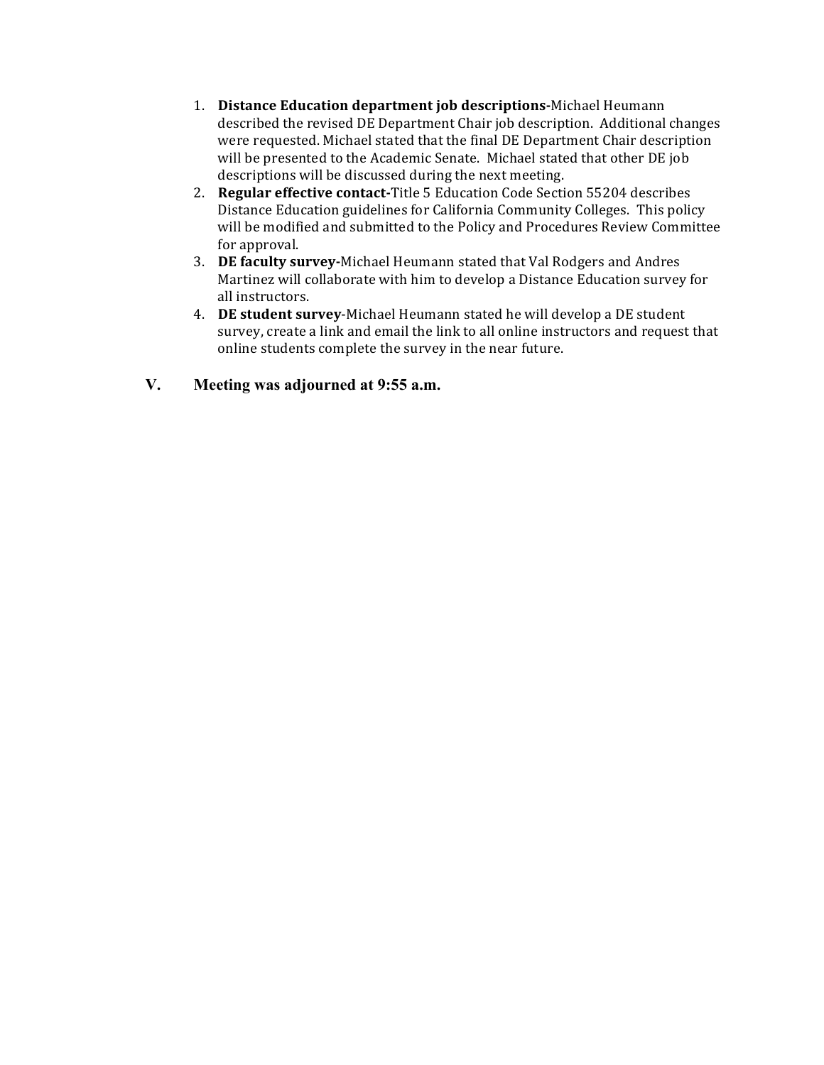1. **Distance Education department job descriptions-**Michael Heumann described the revised DE Department Chair job description. Additional changes were requested. Michael stated that the final DE Department Chair description will be presented to the Academic Senate. Michael stated that other DE job descriptions will be discussed during the next meeting.
2. **Regular effective contact-**Title 5 Education Code Section 55204 describes Distance Education guidelines for California Community Colleges. This policy will be modified and submitted to the Policy and Procedures Review Committee for approval.
3. **DE faculty survey-**Michael Heumann stated that Val Rodgers and Andres Martinez will collaborate with him to develop a Distance Education survey for all instructors.
4. **DE student survey**-Michael Heumann stated he will develop a DE student survey, create a link and email the link to all online instructors and request that online students complete the survey in the near future.

## V. Meeting was adjourned at 9:55 a.m.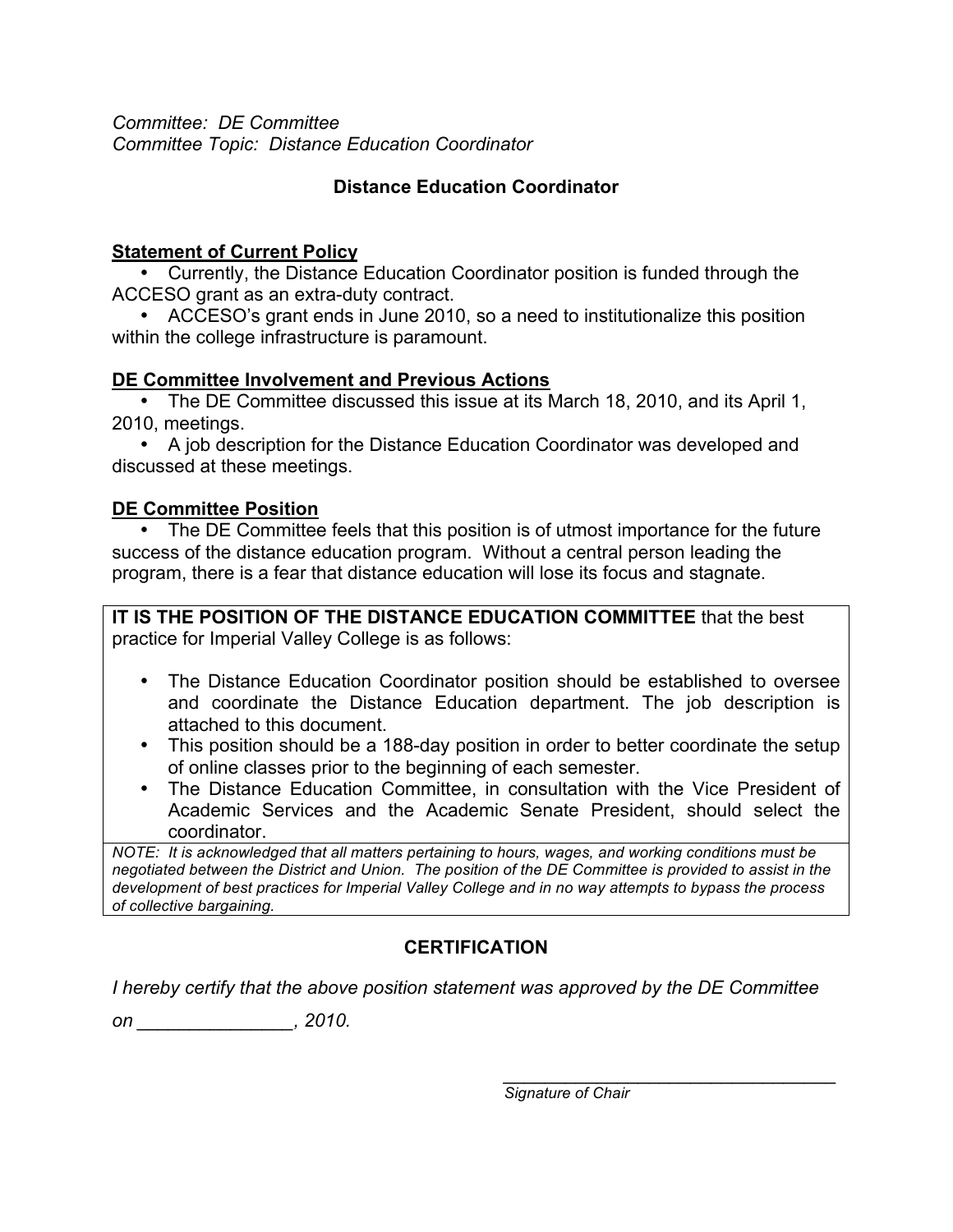*Committee: DE Committee*
*Committee Topic: Distance Education Coordinator*

## Distance Education Coordinator

**Statement of Current Policy**

- Currently, the Distance Education Coordinator position is funded through the ACCESO grant as an extra-duty contract.
- ACCESO's grant ends in June 2010, so a need to institutionalize this position within the college infrastructure is paramount.

**DE Committee Involvement and Previous Actions**

- The DE Committee discussed this issue at its March 18, 2010, and its April 1, 2010, meetings.
- A job description for the Distance Education Coordinator was developed and discussed at these meetings.

**DE Committee Position**

- The DE Committee feels that this position is of utmost importance for the future success of the distance education program. Without a central person leading the program, there is a fear that distance education will lose its focus and stagnate.

**IT IS THE POSITION OF THE DISTANCE EDUCATION COMMITTEE** that the best practice for Imperial Valley College is as follows:

- The Distance Education Coordinator position should be established to oversee and coordinate the Distance Education department. The job description is attached to this document.
- This position should be a 188-day position in order to better coordinate the setup of online classes prior to the beginning of each semester.
- The Distance Education Committee, in consultation with the Vice President of Academic Services and the Academic Senate President, should select the coordinator.

*NOTE: It is acknowledged that all matters pertaining to hours, wages, and working conditions must be negotiated between the District and Union. The position of the DE Committee is provided to assist in the development of best practices for Imperial Valley College and in no way attempts to bypass the process of collective bargaining.*

## CERTIFICATION

*I hereby certify that the above position statement was approved by the DE Committee on _______________, 2010.*

___________________________________
*Signature of Chair*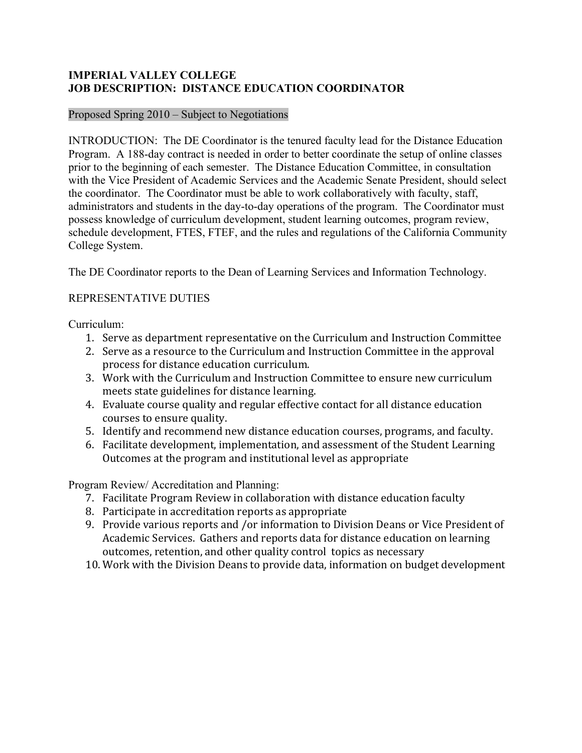**IMPERIAL VALLEY COLLEGE**
**JOB DESCRIPTION: DISTANCE EDUCATION COORDINATOR**

Proposed Spring 2010 – Subject to Negotiations

INTRODUCTION: The DE Coordinator is the tenured faculty lead for the Distance Education Program. A 188-day contract is needed in order to better coordinate the setup of online classes prior to the beginning of each semester. The Distance Education Committee, in consultation with the Vice President of Academic Services and the Academic Senate President, should select the coordinator. The Coordinator must be able to work collaboratively with faculty, staff, administrators and students in the day-to-day operations of the program. The Coordinator must possess knowledge of curriculum development, student learning outcomes, program review, schedule development, FTES, FTEF, and the rules and regulations of the California Community College System.

The DE Coordinator reports to the Dean of Learning Services and Information Technology.

REPRESENTATIVE DUTIES

Curriculum:

1. Serve as department representative on the Curriculum and Instruction Committee
2. Serve as a resource to the Curriculum and Instruction Committee in the approval process for distance education curriculum.
3. Work with the Curriculum and Instruction Committee to ensure new curriculum meets state guidelines for distance learning.
4. Evaluate course quality and regular effective contact for all distance education courses to ensure quality.
5. Identify and recommend new distance education courses, programs, and faculty.
6. Facilitate development, implementation, and assessment of the Student Learning Outcomes at the program and institutional level as appropriate

Program Review/ Accreditation and Planning:

7. Facilitate Program Review in collaboration with distance education faculty
8. Participate in accreditation reports as appropriate
9. Provide various reports and /or information to Division Deans or Vice President of Academic Services. Gathers and reports data for distance education on learning outcomes, retention, and other quality control topics as necessary
10. Work with the Division Deans to provide data, information on budget development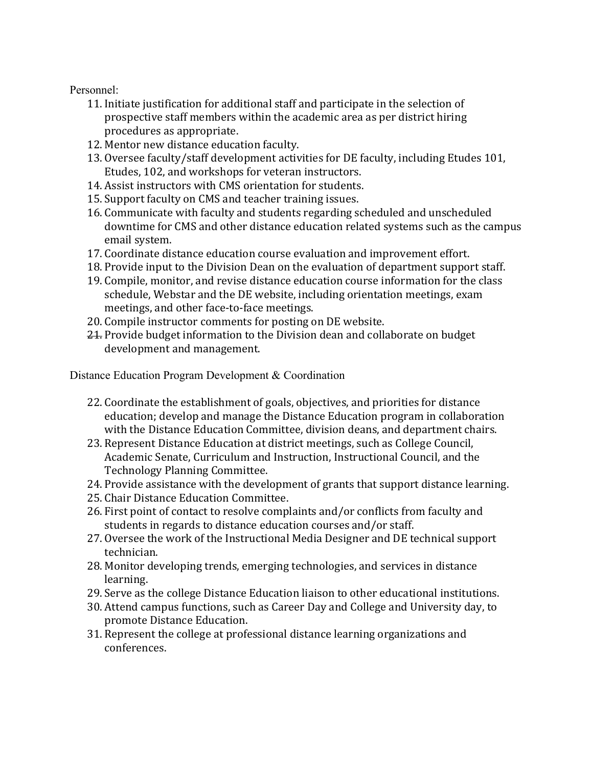Personnel:

11. Initiate justification for additional staff and participate in the selection of prospective staff members within the academic area as per district hiring procedures as appropriate.
12. Mentor new distance education faculty.
13. Oversee faculty/staff development activities for DE faculty, including Etudes 101, Etudes, 102, and workshops for veteran instructors.
14. Assist instructors with CMS orientation for students.
15. Support faculty on CMS and teacher training issues.
16. Communicate with faculty and students regarding scheduled and unscheduled downtime for CMS and other distance education related systems such as the campus email system.
17. Coordinate distance education course evaluation and improvement effort.
18. Provide input to the Division Dean on the evaluation of department support staff.
19. Compile, monitor, and revise distance education course information for the class schedule, Webstar and the DE website, including orientation meetings, exam meetings, and other face-to-face meetings.
20. Compile instructor comments for posting on DE website.
21. Provide budget information to the Division dean and collaborate on budget development and management.

Distance Education Program Development & Coordination

22. Coordinate the establishment of goals, objectives, and priorities for distance education; develop and manage the Distance Education program in collaboration with the Distance Education Committee, division deans, and department chairs.
23. Represent Distance Education at district meetings, such as College Council, Academic Senate, Curriculum and Instruction, Instructional Council, and the Technology Planning Committee.
24. Provide assistance with the development of grants that support distance learning.
25. Chair Distance Education Committee.
26. First point of contact to resolve complaints and/or conflicts from faculty and students in regards to distance education courses and/or staff.
27. Oversee the work of the Instructional Media Designer and DE technical support technician.
28. Monitor developing trends, emerging technologies, and services in distance learning.
29. Serve as the college Distance Education liaison to other educational institutions.
30. Attend campus functions, such as Career Day and College and University day, to promote Distance Education.
31. Represent the college at professional distance learning organizations and conferences.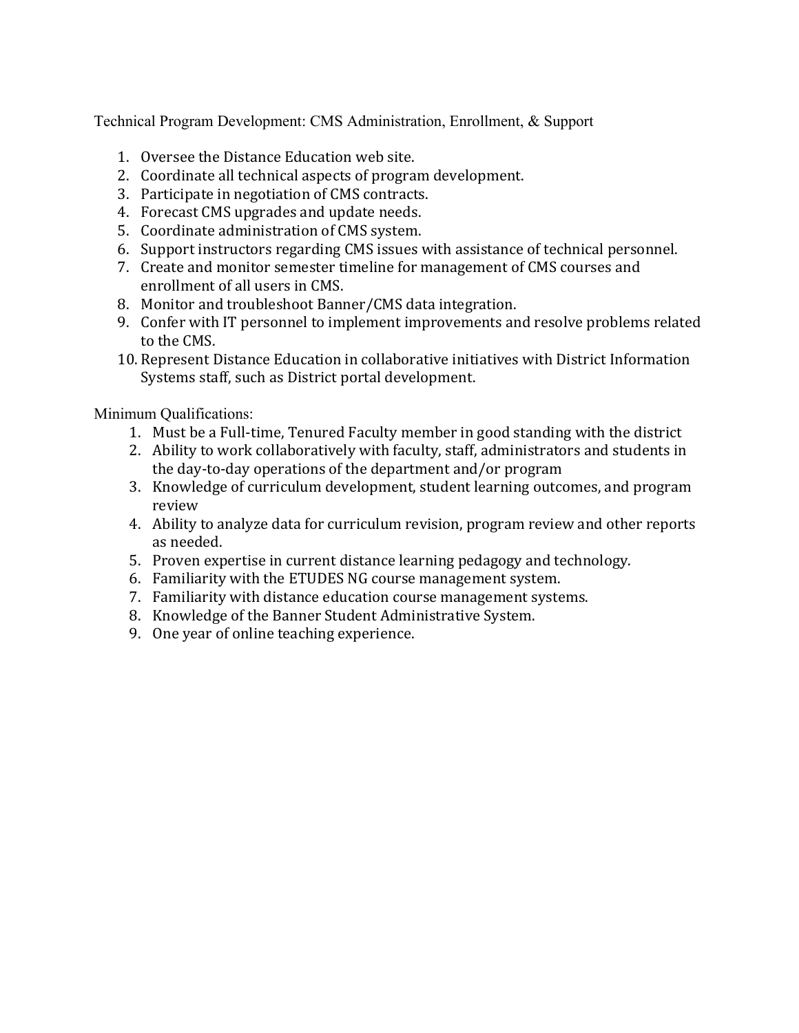Technical Program Development: CMS Administration, Enrollment, & Support

1. Oversee the Distance Education web site.
2. Coordinate all technical aspects of program development.
3. Participate in negotiation of CMS contracts.
4. Forecast CMS upgrades and update needs.
5. Coordinate administration of CMS system.
6. Support instructors regarding CMS issues with assistance of technical personnel.
7. Create and monitor semester timeline for management of CMS courses and enrollment of all users in CMS.
8. Monitor and troubleshoot Banner/CMS data integration.
9. Confer with IT personnel to implement improvements and resolve problems related to the CMS.
10. Represent Distance Education in collaborative initiatives with District Information Systems staff, such as District portal development.

Minimum Qualifications:

1. Must be a Full-time, Tenured Faculty member in good standing with the district
2. Ability to work collaboratively with faculty, staff, administrators and students in the day-to-day operations of the department and/or program
3. Knowledge of curriculum development, student learning outcomes, and program review
4. Ability to analyze data for curriculum revision, program review and other reports as needed.
5. Proven expertise in current distance learning pedagogy and technology.
6. Familiarity with the ETUDES NG course management system.
7. Familiarity with distance education course management systems.
8. Knowledge of the Banner Student Administrative System.
9. One year of online teaching experience.